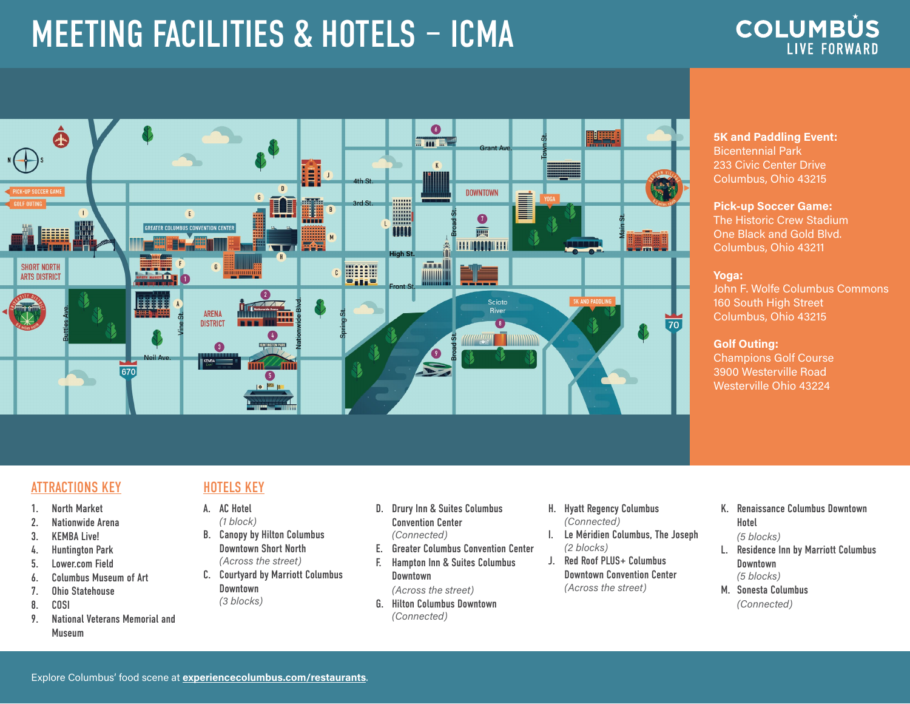# MEETING FACILITIES & HOTELS – ICMA

COLUMBUS
LIVE FORWARD

**5K and Paddling Event:**
Bicentennial Park
233 Civic Center Drive
Columbus, Ohio 43215

**Pick-up Soccer Game:**
The Historic Crew Stadium
One Black and Gold Blvd.
Columbus, Ohio 43211

**Yoga:**
John F. Wolfe Columbus Commons
160 South High Street
Columbus, Ohio 43215

**Golf Outing:**
Champions Golf Course
3900 Westerville Road
Westerville Ohio 43224

## ATTRACTIONS KEY

1. North Market
2. Nationwide Arena
3. KEMBA Live!
4. Huntington Park
5. Lower.com Field
6. Columbus Museum of Art
7. Ohio Statehouse
8. COSI
9. National Veterans Memorial and Museum

## HOTELS KEY

A. AC Hotel
*(1 block)*

B. Canopy by Hilton Columbus Downtown Short North
*(Across the street)*

C. Courtyard by Marriott Columbus Downtown
*(3 blocks)*

D. Drury Inn & Suites Columbus Convention Center
*(Connected)*

E. Greater Columbus Convention Center

F. Hampton Inn & Suites Columbus Downtown
*(Across the street)*

G. Hilton Columbus Downtown
*(Connected)*

H. Hyatt Regency Columbus
*(Connected)*

I. Le Méridien Columbus, The Joseph
*(2 blocks)*

J. Red Roof PLUS+ Columbus Downtown Convention Center
*(Across the street)*

K. Renaissance Columbus Downtown Hotel
*(5 blocks)*

L. Residence Inn by Marriott Columbus Downtown
*(5 blocks)*

M. Sonesta Columbus
*(Connected)*

Explore Columbus' food scene at **experiencecolumbus.com/restaurants**.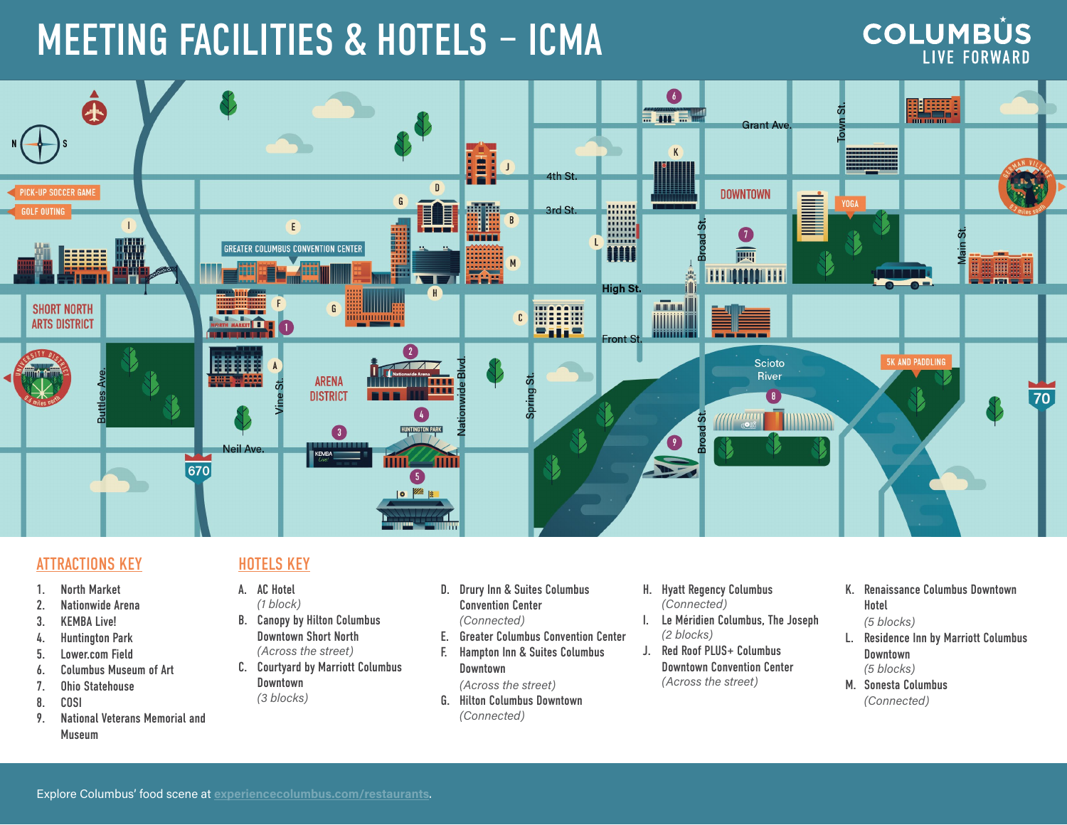# MEETING FACILITIES & HOTELS – ICMA

COLUMBUS
LIVE FORWARD

## ATTRACTIONS KEY

1. North Market
2. Nationwide Arena
3. KEMBA Live!
4. Huntington Park
5. Lower.com Field
6. Columbus Museum of Art
7. Ohio Statehouse
8. COSI
9. National Veterans Memorial and Museum

## HOTELS KEY

A. AC Hotel
*(1 block)*

B. Canopy by Hilton Columbus Downtown Short North
*(Across the street)*

C. Courtyard by Marriott Columbus Downtown
*(3 blocks)*

D. Drury Inn & Suites Columbus Convention Center
*(Connected)*

E. Greater Columbus Convention Center

F. Hampton Inn & Suites Columbus Downtown
*(Across the street)*

G. Hilton Columbus Downtown
*(Connected)*

H. Hyatt Regency Columbus
*(Connected)*

I. Le Méridien Columbus, The Joseph
*(2 blocks)*

J. Red Roof PLUS+ Columbus Downtown Convention Center
*(Across the street)*

K. Renaissance Columbus Downtown Hotel
*(5 blocks)*

L. Residence Inn by Marriott Columbus Downtown
*(5 blocks)*

M. Sonesta Columbus
*(Connected)*

Explore Columbus' food scene at experiencecolumbus.com/restaurants.